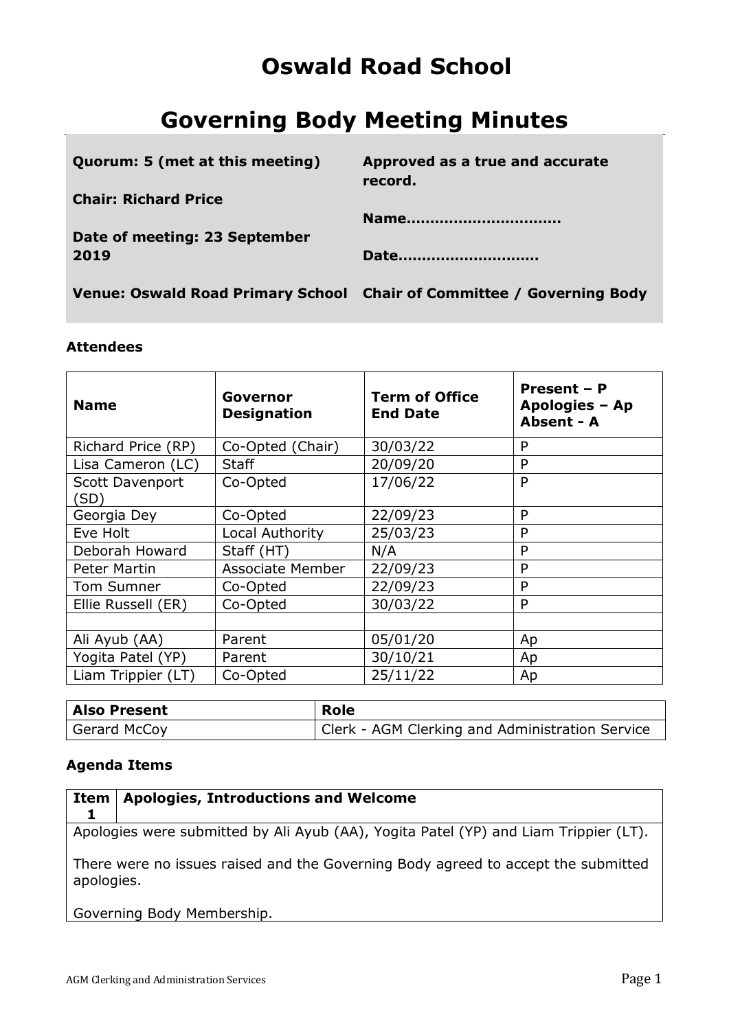# Oswald Road School

# Governing Body Meeting Minutes

| | |
|---|---|
| **Quorum: 5 (met at this meeting)** | **Approved as a true and accurate record.** |
| **Chair: Richard Price** | **Name……………………………** |
| **Date of meeting: 23 September 2019** | **Date…………………………** |
| **Venue: Oswald Road Primary School** | **Chair of Committee / Governing Body** |

### Attendees

| Name | Governor Designation | Term of Office End Date | Present – P Apologies – Ap Absent - A |
|---|---|---|---|
| Richard Price (RP) | Co-Opted (Chair) | 30/03/22 | P |
| Lisa Cameron (LC) | Staff | 20/09/20 | P |
| Scott Davenport (SD) | Co-Opted | 17/06/22 | P |
| Georgia Dey | Co-Opted | 22/09/23 | P |
| Eve Holt | Local Authority | 25/03/23 | P |
| Deborah Howard | Staff (HT) | N/A | P |
| Peter Martin | Associate Member | 22/09/23 | P |
| Tom Sumner | Co-Opted | 22/09/23 | P |
| Ellie Russell (ER) | Co-Opted | 30/03/22 | P |
| | | | |
| Ali Ayub (AA) | Parent | 05/01/20 | Ap |
| Yogita Patel (YP) | Parent | 30/10/21 | Ap |
| Liam Trippier (LT) | Co-Opted | 25/11/22 | Ap |

| Also Present | Role |
|---|---|
| Gerard McCoy | Clerk - AGM Clerking and Administration Service |

### Agenda Items

**Item 1 — Apologies, Introductions and Welcome**

Apologies were submitted by Ali Ayub (AA), Yogita Patel (YP) and Liam Trippier (LT).

There were no issues raised and the Governing Body agreed to accept the submitted apologies.

Governing Body Membership.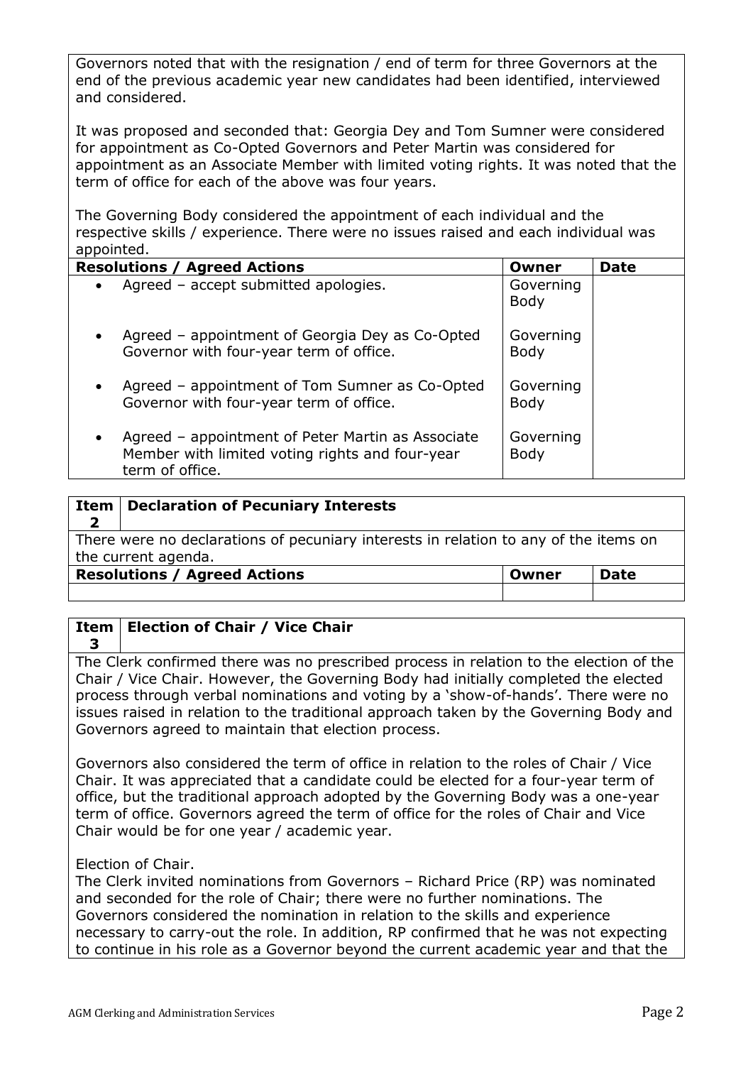Governors noted that with the resignation / end of term for three Governors at the end of the previous academic year new candidates had been identified, interviewed and considered.

It was proposed and seconded that: Georgia Dey and Tom Sumner were considered for appointment as Co-Opted Governors and Peter Martin was considered for appointment as an Associate Member with limited voting rights. It was noted that the term of office for each of the above was four years.

The Governing Body considered the appointment of each individual and the respective skills / experience. There were no issues raised and each individual was appointed.

| Resolutions / Agreed Actions | Owner | Date |
|---|---|---|
| • Agreed – accept submitted apologies. | Governing Body | |
| • Agreed – appointment of Georgia Dey as Co-Opted Governor with four-year term of office. | Governing Body | |
| • Agreed – appointment of Tom Sumner as Co-Opted Governor with four-year term of office. | Governing Body | |
| • Agreed – appointment of Peter Martin as Associate Member with limited voting rights and four-year term of office. | Governing Body | |

## Item 2 Declaration of Pecuniary Interests

There were no declarations of pecuniary interests in relation to any of the items on the current agenda.

| Resolutions / Agreed Actions | Owner | Date |
|---|---|---|
| | | |

## Item 3 Election of Chair / Vice Chair

The Clerk confirmed there was no prescribed process in relation to the election of the Chair / Vice Chair. However, the Governing Body had initially completed the elected process through verbal nominations and voting by a 'show-of-hands'. There were no issues raised in relation to the traditional approach taken by the Governing Body and Governors agreed to maintain that election process.

Governors also considered the term of office in relation to the roles of Chair / Vice Chair. It was appreciated that a candidate could be elected for a four-year term of office, but the traditional approach adopted by the Governing Body was a one-year term of office. Governors agreed the term of office for the roles of Chair and Vice Chair would be for one year / academic year.

Election of Chair.

The Clerk invited nominations from Governors – Richard Price (RP) was nominated and seconded for the role of Chair; there were no further nominations. The Governors considered the nomination in relation to the skills and experience necessary to carry-out the role. In addition, RP confirmed that he was not expecting to continue in his role as a Governor beyond the current academic year and that the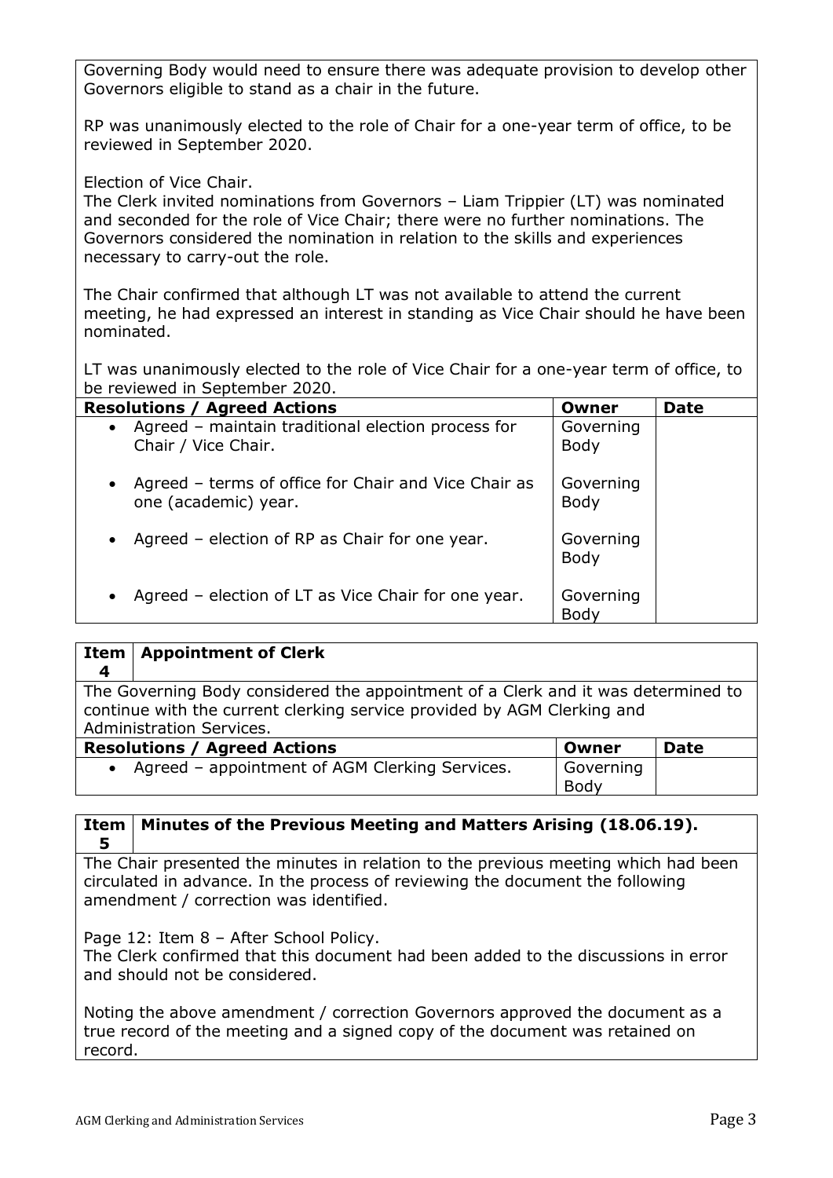Governing Body would need to ensure there was adequate provision to develop other Governors eligible to stand as a chair in the future.

RP was unanimously elected to the role of Chair for a one-year term of office, to be reviewed in September 2020.

Election of Vice Chair.
The Clerk invited nominations from Governors – Liam Trippier (LT) was nominated and seconded for the role of Vice Chair; there were no further nominations. The Governors considered the nomination in relation to the skills and experiences necessary to carry-out the role.

The Chair confirmed that although LT was not available to attend the current meeting, he had expressed an interest in standing as Vice Chair should he have been nominated.

LT was unanimously elected to the role of Vice Chair for a one-year term of office, to be reviewed in September 2020.

| **Resolutions / Agreed Actions** | **Owner** | **Date** |
|---|---|---|
| • Agreed – maintain traditional election process for Chair / Vice Chair. | Governing Body | |
| • Agreed – terms of office for Chair and Vice Chair as one (academic) year. | Governing Body | |
| • Agreed – election of RP as Chair for one year. | Governing Body | |
| • Agreed – election of LT as Vice Chair for one year. | Governing Body | |

## Item 4 | Appointment of Clerk

The Governing Body considered the appointment of a Clerk and it was determined to continue with the current clerking service provided by AGM Clerking and Administration Services.

| **Resolutions / Agreed Actions** | **Owner** | **Date** |
|---|---|---|
| • Agreed – appointment of AGM Clerking Services. | Governing Body | |

## Item 5 | Minutes of the Previous Meeting and Matters Arising (18.06.19).

The Chair presented the minutes in relation to the previous meeting which had been circulated in advance. In the process of reviewing the document the following amendment / correction was identified.

Page 12: Item 8 – After School Policy.
The Clerk confirmed that this document had been added to the discussions in error and should not be considered.

Noting the above amendment / correction Governors approved the document as a true record of the meeting and a signed copy of the document was retained on record.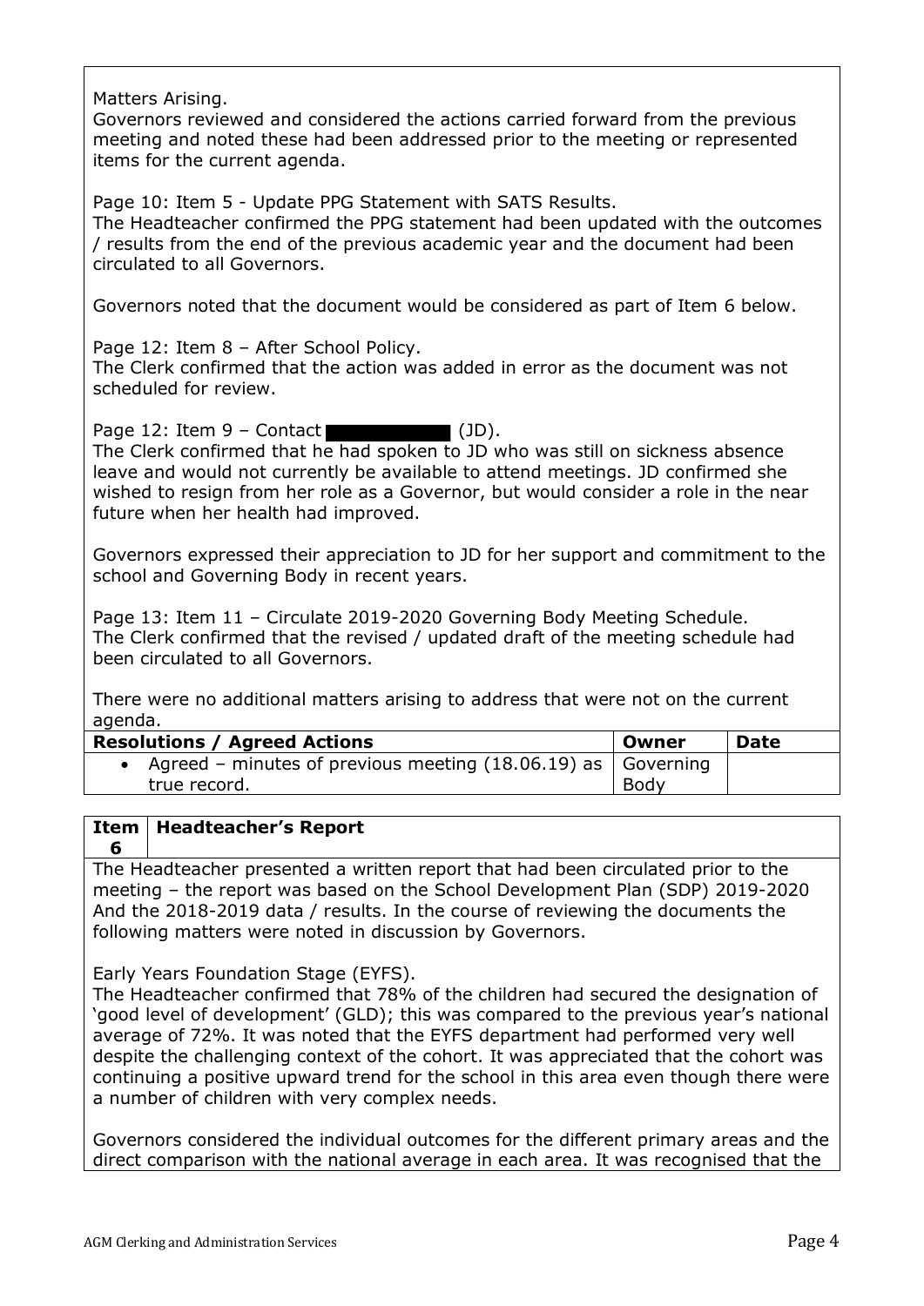Matters Arising.
Governors reviewed and considered the actions carried forward from the previous meeting and noted these had been addressed prior to the meeting or represented items for the current agenda.

Page 10: Item 5 - Update PPG Statement with SATS Results.
The Headteacher confirmed the PPG statement had been updated with the outcomes / results from the end of the previous academic year and the document had been circulated to all Governors.

Governors noted that the document would be considered as part of Item 6 below.

Page 12: Item 8 – After School Policy.
The Clerk confirmed that the action was added in error as the document was not scheduled for review.

Page 12: Item 9 – Contact ██████████ (JD).
The Clerk confirmed that he had spoken to JD who was still on sickness absence leave and would not currently be available to attend meetings. JD confirmed she wished to resign from her role as a Governor, but would consider a role in the near future when her health had improved.

Governors expressed their appreciation to JD for her support and commitment to the school and Governing Body in recent years.

Page 13: Item 11 – Circulate 2019-2020 Governing Body Meeting Schedule.
The Clerk confirmed that the revised / updated draft of the meeting schedule had been circulated to all Governors.

There were no additional matters arising to address that were not on the current agenda.

| Resolutions / Agreed Actions | Owner | Date |
|---|---|---|
| • Agreed – minutes of previous meeting (18.06.19) as true record. | Governing Body | |

| Item 6 | Headteacher's Report |
|---|---|

The Headteacher presented a written report that had been circulated prior to the meeting – the report was based on the School Development Plan (SDP) 2019-2020 And the 2018-2019 data / results. In the course of reviewing the documents the following matters were noted in discussion by Governors.

Early Years Foundation Stage (EYFS).
The Headteacher confirmed that 78% of the children had secured the designation of 'good level of development' (GLD); this was compared to the previous year's national average of 72%. It was noted that the EYFS department had performed very well despite the challenging context of the cohort. It was appreciated that the cohort was continuing a positive upward trend for the school in this area even though there were a number of children with very complex needs.

Governors considered the individual outcomes for the different primary areas and the direct comparison with the national average in each area. It was recognised that the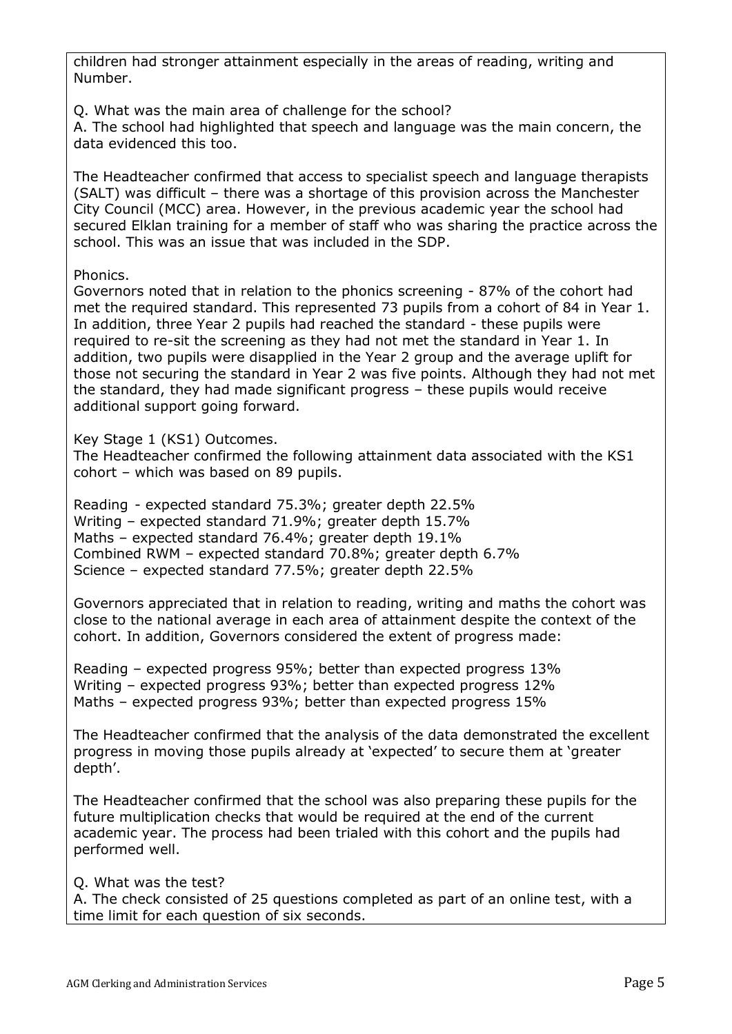children had stronger attainment especially in the areas of reading, writing and Number.

Q. What was the main area of challenge for the school?
A. The school had highlighted that speech and language was the main concern, the data evidenced this too.

The Headteacher confirmed that access to specialist speech and language therapists (SALT) was difficult – there was a shortage of this provision across the Manchester City Council (MCC) area. However, in the previous academic year the school had secured Elklan training for a member of staff who was sharing the practice across the school. This was an issue that was included in the SDP.

Phonics.
Governors noted that in relation to the phonics screening - 87% of the cohort had met the required standard. This represented 73 pupils from a cohort of 84 in Year 1. In addition, three Year 2 pupils had reached the standard - these pupils were required to re-sit the screening as they had not met the standard in Year 1. In addition, two pupils were disapplied in the Year 2 group and the average uplift for those not securing the standard in Year 2 was five points. Although they had not met the standard, they had made significant progress – these pupils would receive additional support going forward.

Key Stage 1 (KS1) Outcomes.
The Headteacher confirmed the following attainment data associated with the KS1 cohort – which was based on 89 pupils.

Reading - expected standard 75.3%; greater depth 22.5%
Writing – expected standard 71.9%; greater depth 15.7%
Maths – expected standard 76.4%; greater depth 19.1%
Combined RWM – expected standard 70.8%; greater depth 6.7%
Science – expected standard 77.5%; greater depth 22.5%

Governors appreciated that in relation to reading, writing and maths the cohort was close to the national average in each area of attainment despite the context of the cohort. In addition, Governors considered the extent of progress made:

Reading – expected progress 95%; better than expected progress 13%
Writing – expected progress 93%; better than expected progress 12%
Maths – expected progress 93%; better than expected progress 15%

The Headteacher confirmed that the analysis of the data demonstrated the excellent progress in moving those pupils already at 'expected' to secure them at 'greater depth'.

The Headteacher confirmed that the school was also preparing these pupils for the future multiplication checks that would be required at the end of the current academic year. The process had been trialed with this cohort and the pupils had performed well.

Q. What was the test?
A. The check consisted of 25 questions completed as part of an online test, with a time limit for each question of six seconds.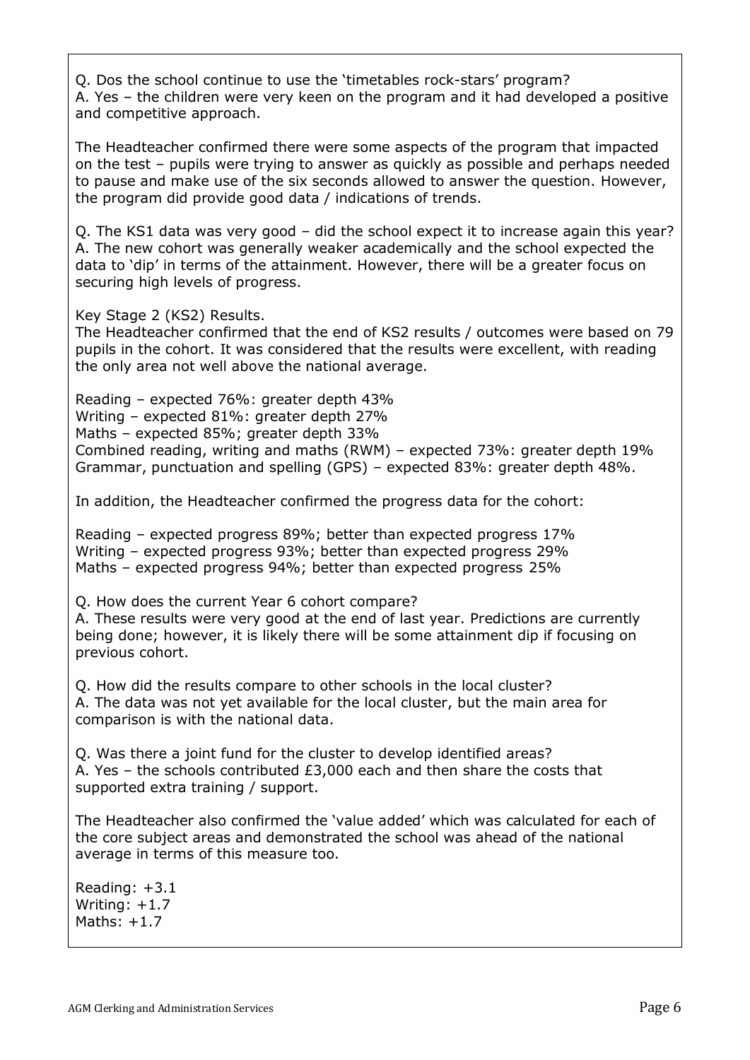Q. Dos the school continue to use the 'timetables rock-stars' program?
A. Yes – the children were very keen on the program and it had developed a positive and competitive approach.

The Headteacher confirmed there were some aspects of the program that impacted on the test – pupils were trying to answer as quickly as possible and perhaps needed to pause and make use of the six seconds allowed to answer the question. However, the program did provide good data / indications of trends.

Q. The KS1 data was very good – did the school expect it to increase again this year?
A. The new cohort was generally weaker academically and the school expected the data to 'dip' in terms of the attainment. However, there will be a greater focus on securing high levels of progress.

Key Stage 2 (KS2) Results.
The Headteacher confirmed that the end of KS2 results / outcomes were based on 79 pupils in the cohort. It was considered that the results were excellent, with reading the only area not well above the national average.

Reading – expected 76%: greater depth 43%
Writing – expected 81%: greater depth 27%
Maths – expected 85%; greater depth 33%
Combined reading, writing and maths (RWM) – expected 73%: greater depth 19%
Grammar, punctuation and spelling (GPS) – expected 83%: greater depth 48%.

In addition, the Headteacher confirmed the progress data for the cohort:

Reading – expected progress 89%; better than expected progress 17%
Writing – expected progress 93%; better than expected progress 29%
Maths – expected progress 94%; better than expected progress 25%

Q. How does the current Year 6 cohort compare?
A. These results were very good at the end of last year. Predictions are currently being done; however, it is likely there will be some attainment dip if focusing on previous cohort.

Q. How did the results compare to other schools in the local cluster?
A. The data was not yet available for the local cluster, but the main area for comparison is with the national data.

Q. Was there a joint fund for the cluster to develop identified areas?
A. Yes – the schools contributed £3,000 each and then share the costs that supported extra training / support.

The Headteacher also confirmed the 'value added' which was calculated for each of the core subject areas and demonstrated the school was ahead of the national average in terms of this measure too.

Reading: +3.1
Writing: +1.7
Maths: +1.7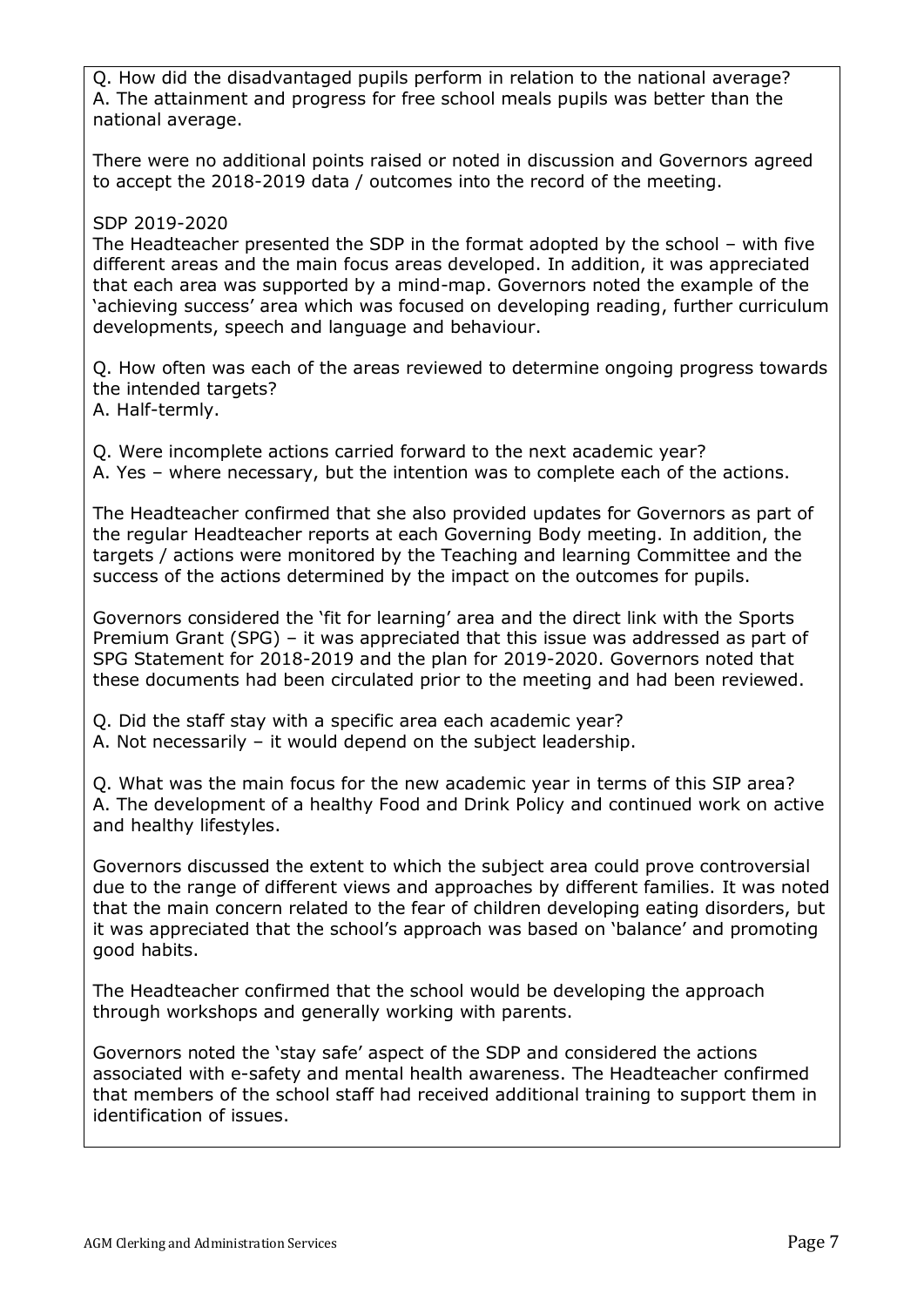Q. How did the disadvantaged pupils perform in relation to the national average?
A. The attainment and progress for free school meals pupils was better than the national average.

There were no additional points raised or noted in discussion and Governors agreed to accept the 2018-2019 data / outcomes into the record of the meeting.

SDP 2019-2020

The Headteacher presented the SDP in the format adopted by the school – with five different areas and the main focus areas developed. In addition, it was appreciated that each area was supported by a mind-map. Governors noted the example of the 'achieving success' area which was focused on developing reading, further curriculum developments, speech and language and behaviour.

Q. How often was each of the areas reviewed to determine ongoing progress towards the intended targets?
A. Half-termly.

Q. Were incomplete actions carried forward to the next academic year?
A. Yes – where necessary, but the intention was to complete each of the actions.

The Headteacher confirmed that she also provided updates for Governors as part of the regular Headteacher reports at each Governing Body meeting. In addition, the targets / actions were monitored by the Teaching and learning Committee and the success of the actions determined by the impact on the outcomes for pupils.

Governors considered the 'fit for learning' area and the direct link with the Sports Premium Grant (SPG) – it was appreciated that this issue was addressed as part of SPG Statement for 2018-2019 and the plan for 2019-2020. Governors noted that these documents had been circulated prior to the meeting and had been reviewed.

Q. Did the staff stay with a specific area each academic year?
A. Not necessarily – it would depend on the subject leadership.

Q. What was the main focus for the new academic year in terms of this SIP area?
A. The development of a healthy Food and Drink Policy and continued work on active and healthy lifestyles.

Governors discussed the extent to which the subject area could prove controversial due to the range of different views and approaches by different families. It was noted that the main concern related to the fear of children developing eating disorders, but it was appreciated that the school's approach was based on 'balance' and promoting good habits.

The Headteacher confirmed that the school would be developing the approach through workshops and generally working with parents.

Governors noted the 'stay safe' aspect of the SDP and considered the actions associated with e-safety and mental health awareness. The Headteacher confirmed that members of the school staff had received additional training to support them in identification of issues.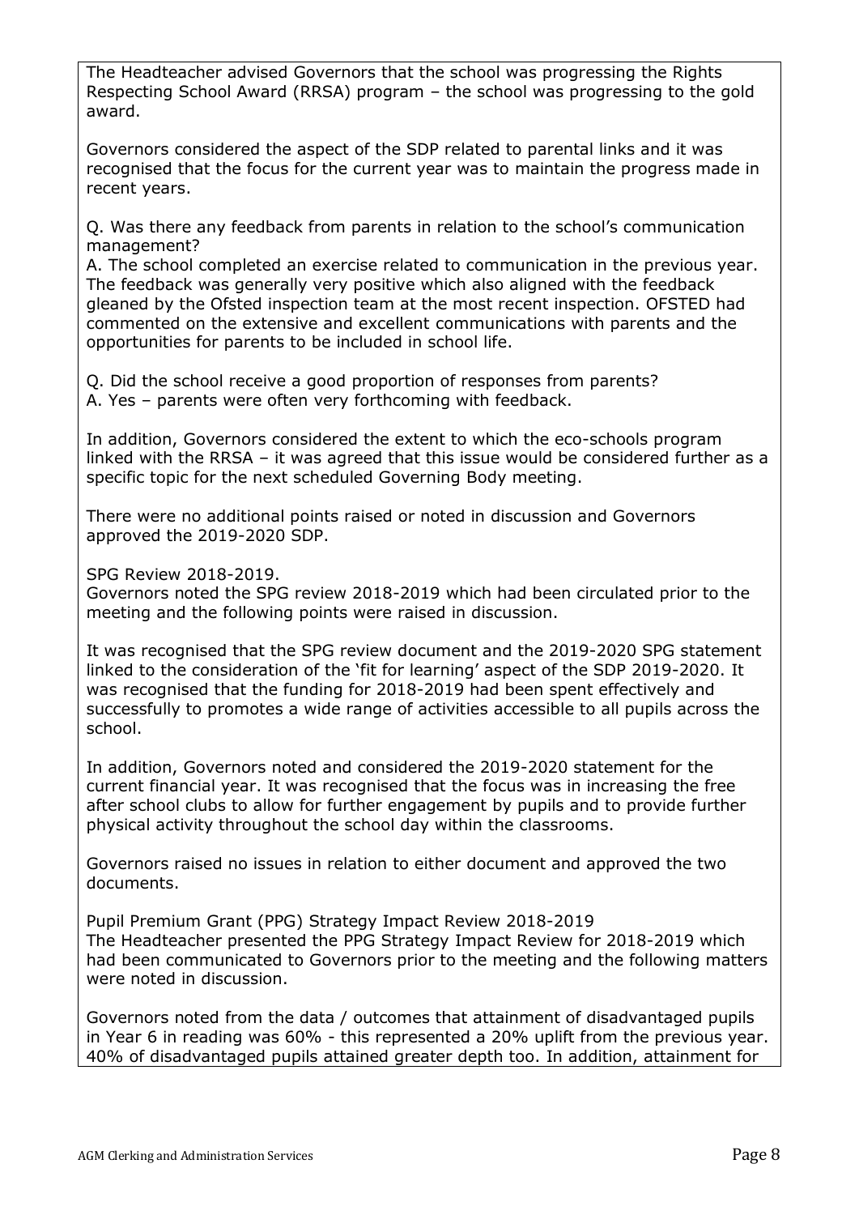The Headteacher advised Governors that the school was progressing the Rights Respecting School Award (RRSA) program – the school was progressing to the gold award.

Governors considered the aspect of the SDP related to parental links and it was recognised that the focus for the current year was to maintain the progress made in recent years.

Q. Was there any feedback from parents in relation to the school's communication management?
A. The school completed an exercise related to communication in the previous year. The feedback was generally very positive which also aligned with the feedback gleaned by the Ofsted inspection team at the most recent inspection. OFSTED had commented on the extensive and excellent communications with parents and the opportunities for parents to be included in school life.

Q. Did the school receive a good proportion of responses from parents?
A. Yes – parents were often very forthcoming with feedback.

In addition, Governors considered the extent to which the eco-schools program linked with the RRSA – it was agreed that this issue would be considered further as a specific topic for the next scheduled Governing Body meeting.

There were no additional points raised or noted in discussion and Governors approved the 2019-2020 SDP.

SPG Review 2018-2019.
Governors noted the SPG review 2018-2019 which had been circulated prior to the meeting and the following points were raised in discussion.

It was recognised that the SPG review document and the 2019-2020 SPG statement linked to the consideration of the 'fit for learning' aspect of the SDP 2019-2020. It was recognised that the funding for 2018-2019 had been spent effectively and successfully to promotes a wide range of activities accessible to all pupils across the school.

In addition, Governors noted and considered the 2019-2020 statement for the current financial year. It was recognised that the focus was in increasing the free after school clubs to allow for further engagement by pupils and to provide further physical activity throughout the school day within the classrooms.

Governors raised no issues in relation to either document and approved the two documents.

Pupil Premium Grant (PPG) Strategy Impact Review 2018-2019
The Headteacher presented the PPG Strategy Impact Review for 2018-2019 which had been communicated to Governors prior to the meeting and the following matters were noted in discussion.

Governors noted from the data / outcomes that attainment of disadvantaged pupils in Year 6 in reading was 60% - this represented a 20% uplift from the previous year. 40% of disadvantaged pupils attained greater depth too. In addition, attainment for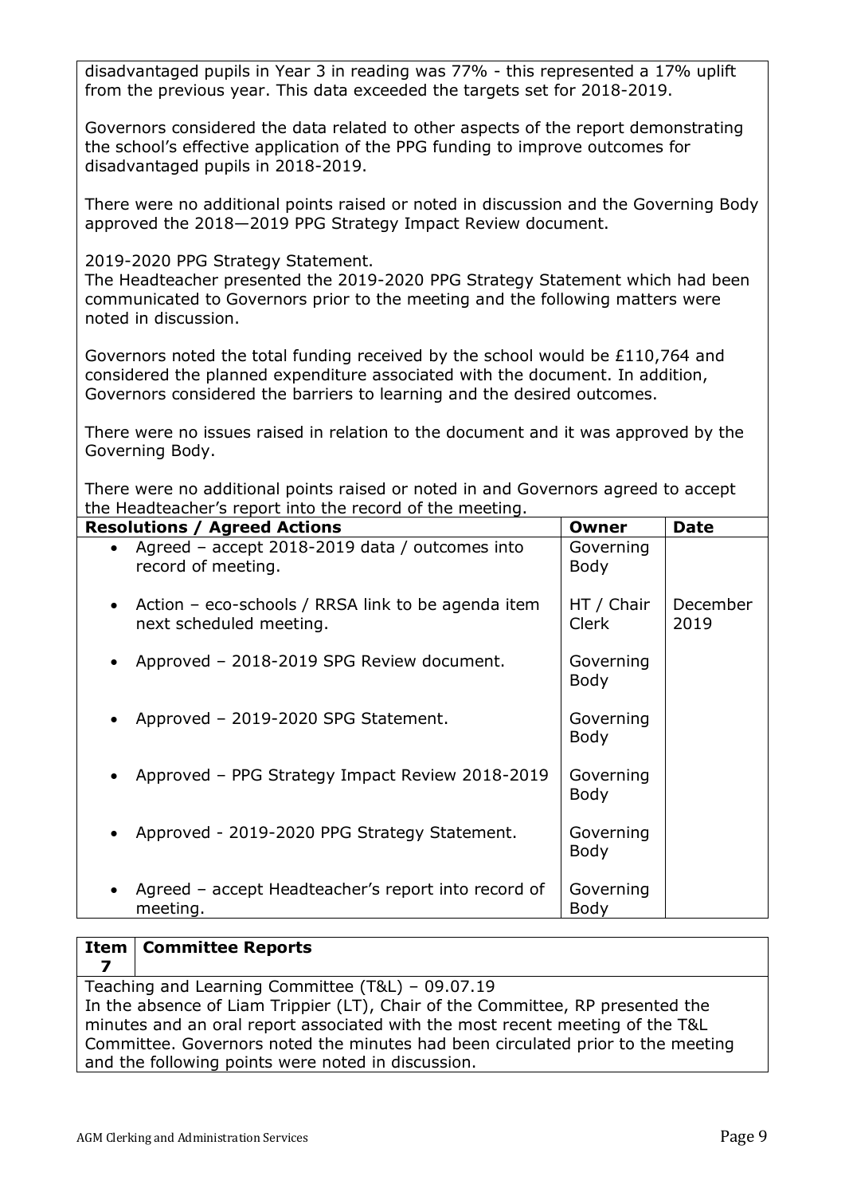disadvantaged pupils in Year 3 in reading was 77% - this represented a 17% uplift from the previous year. This data exceeded the targets set for 2018-2019.

Governors considered the data related to other aspects of the report demonstrating the school's effective application of the PPG funding to improve outcomes for disadvantaged pupils in 2018-2019.

There were no additional points raised or noted in discussion and the Governing Body approved the 2018—2019 PPG Strategy Impact Review document.

2019-2020 PPG Strategy Statement.
The Headteacher presented the 2019-2020 PPG Strategy Statement which had been communicated to Governors prior to the meeting and the following matters were noted in discussion.

Governors noted the total funding received by the school would be £110,764 and considered the planned expenditure associated with the document. In addition, Governors considered the barriers to learning and the desired outcomes.

There were no issues raised in relation to the document and it was approved by the Governing Body.

There were no additional points raised or noted in and Governors agreed to accept the Headteacher's report into the record of the meeting.

| Resolutions / Agreed Actions | Owner | Date |
|---|---|---|
| • Agreed – accept 2018-2019 data / outcomes into record of meeting. | Governing Body | |
| • Action – eco-schools / RRSA link to be agenda item next scheduled meeting. | HT / Chair Clerk | December 2019 |
| • Approved – 2018-2019 SPG Review document. | Governing Body | |
| • Approved – 2019-2020 SPG Statement. | Governing Body | |
| • Approved – PPG Strategy Impact Review 2018-2019 | Governing Body | |
| • Approved - 2019-2020 PPG Strategy Statement. | Governing Body | |
| • Agreed – accept Headteacher's report into record of meeting. | Governing Body | |

| Item 7 | Committee Reports |
|---|---|

Teaching and Learning Committee (T&L) – 09.07.19
In the absence of Liam Trippier (LT), Chair of the Committee, RP presented the minutes and an oral report associated with the most recent meeting of the T&L Committee. Governors noted the minutes had been circulated prior to the meeting and the following points were noted in discussion.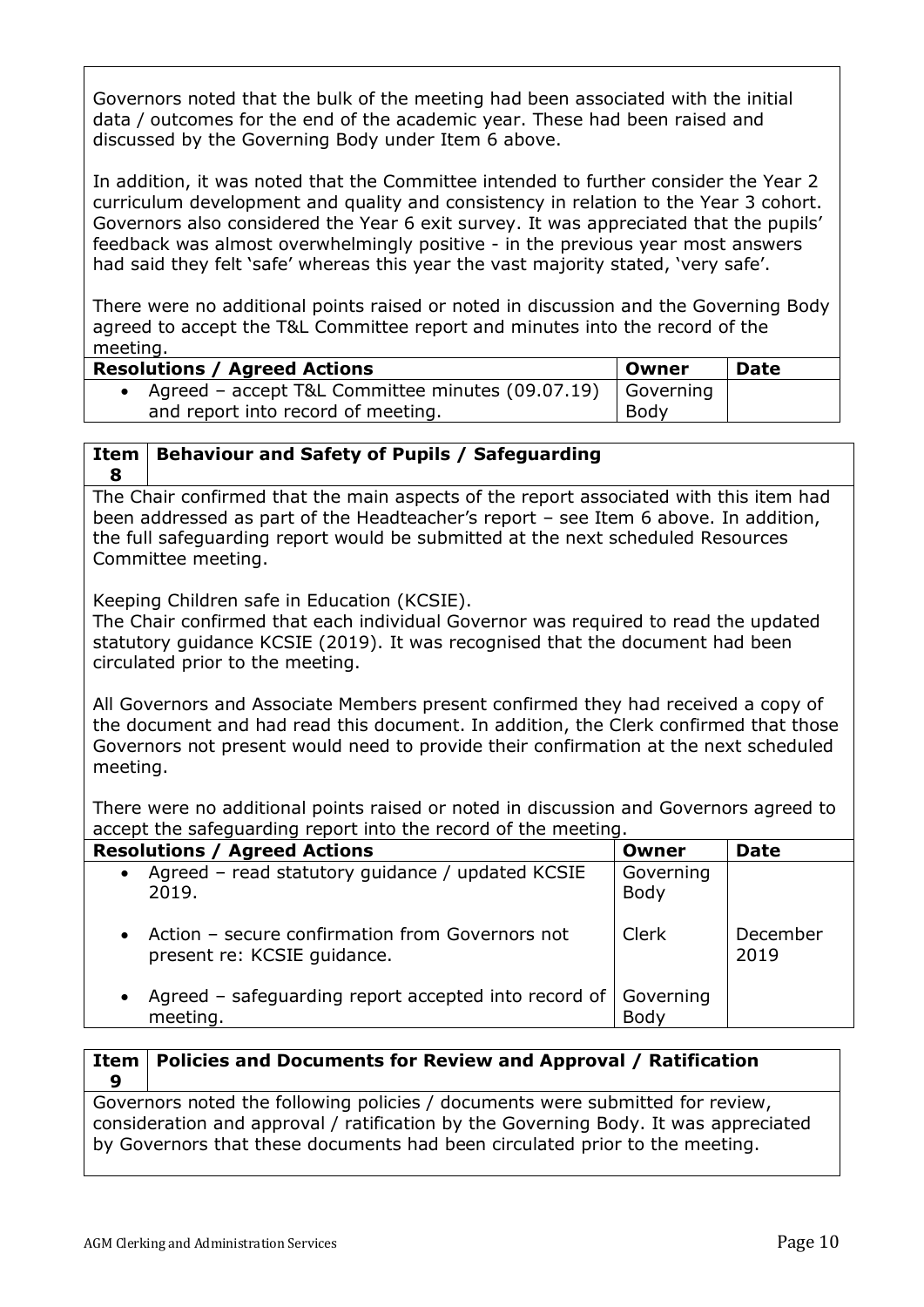Governors noted that the bulk of the meeting had been associated with the initial data / outcomes for the end of the academic year. These had been raised and discussed by the Governing Body under Item 6 above.

In addition, it was noted that the Committee intended to further consider the Year 2 curriculum development and quality and consistency in relation to the Year 3 cohort. Governors also considered the Year 6 exit survey. It was appreciated that the pupils' feedback was almost overwhelmingly positive - in the previous year most answers had said they felt 'safe' whereas this year the vast majority stated, 'very safe'.

There were no additional points raised or noted in discussion and the Governing Body agreed to accept the T&L Committee report and minutes into the record of the meeting.

| Resolutions / Agreed Actions | Owner | Date |
|---|---|---|
| • Agreed – accept T&L Committee minutes (09.07.19) and report into record of meeting. | Governing Body | |

## Item 8 Behaviour and Safety of Pupils / Safeguarding

The Chair confirmed that the main aspects of the report associated with this item had been addressed as part of the Headteacher's report – see Item 6 above. In addition, the full safeguarding report would be submitted at the next scheduled Resources Committee meeting.

Keeping Children safe in Education (KCSIE).
The Chair confirmed that each individual Governor was required to read the updated statutory guidance KCSIE (2019). It was recognised that the document had been circulated prior to the meeting.

All Governors and Associate Members present confirmed they had received a copy of the document and had read this document. In addition, the Clerk confirmed that those Governors not present would need to provide their confirmation at the next scheduled meeting.

There were no additional points raised or noted in discussion and Governors agreed to accept the safeguarding report into the record of the meeting.

| Resolutions / Agreed Actions | Owner | Date |
|---|---|---|
| • Agreed – read statutory guidance / updated KCSIE 2019. | Governing Body | |
| • Action – secure confirmation from Governors not present re: KCSIE guidance. | Clerk | December 2019 |
| • Agreed – safeguarding report accepted into record of meeting. | Governing Body | |

## Item 9 Policies and Documents for Review and Approval / Ratification

Governors noted the following policies / documents were submitted for review, consideration and approval / ratification by the Governing Body. It was appreciated by Governors that these documents had been circulated prior to the meeting.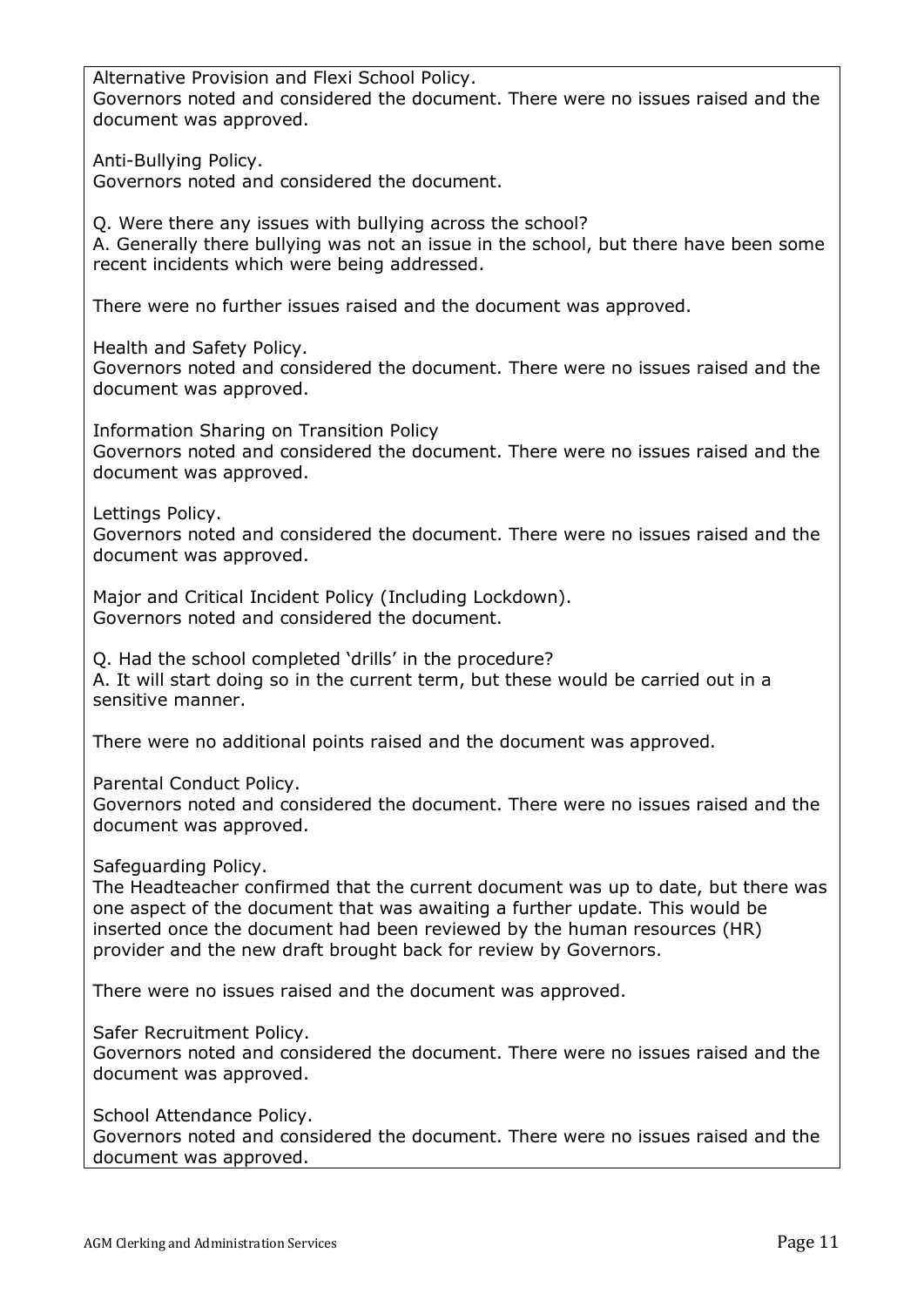Alternative Provision and Flexi School Policy.
Governors noted and considered the document. There were no issues raised and the document was approved.

Anti-Bullying Policy.
Governors noted and considered the document.

Q. Were there any issues with bullying across the school?
A. Generally there bullying was not an issue in the school, but there have been some recent incidents which were being addressed.

There were no further issues raised and the document was approved.

Health and Safety Policy.
Governors noted and considered the document. There were no issues raised and the document was approved.

Information Sharing on Transition Policy
Governors noted and considered the document. There were no issues raised and the document was approved.

Lettings Policy.
Governors noted and considered the document. There were no issues raised and the document was approved.

Major and Critical Incident Policy (Including Lockdown).
Governors noted and considered the document.

Q. Had the school completed 'drills' in the procedure?
A. It will start doing so in the current term, but these would be carried out in a sensitive manner.

There were no additional points raised and the document was approved.

Parental Conduct Policy.
Governors noted and considered the document. There were no issues raised and the document was approved.

Safeguarding Policy.
The Headteacher confirmed that the current document was up to date, but there was one aspect of the document that was awaiting a further update. This would be inserted once the document had been reviewed by the human resources (HR) provider and the new draft brought back for review by Governors.

There were no issues raised and the document was approved.

Safer Recruitment Policy.
Governors noted and considered the document. There were no issues raised and the document was approved.

School Attendance Policy.
Governors noted and considered the document. There were no issues raised and the document was approved.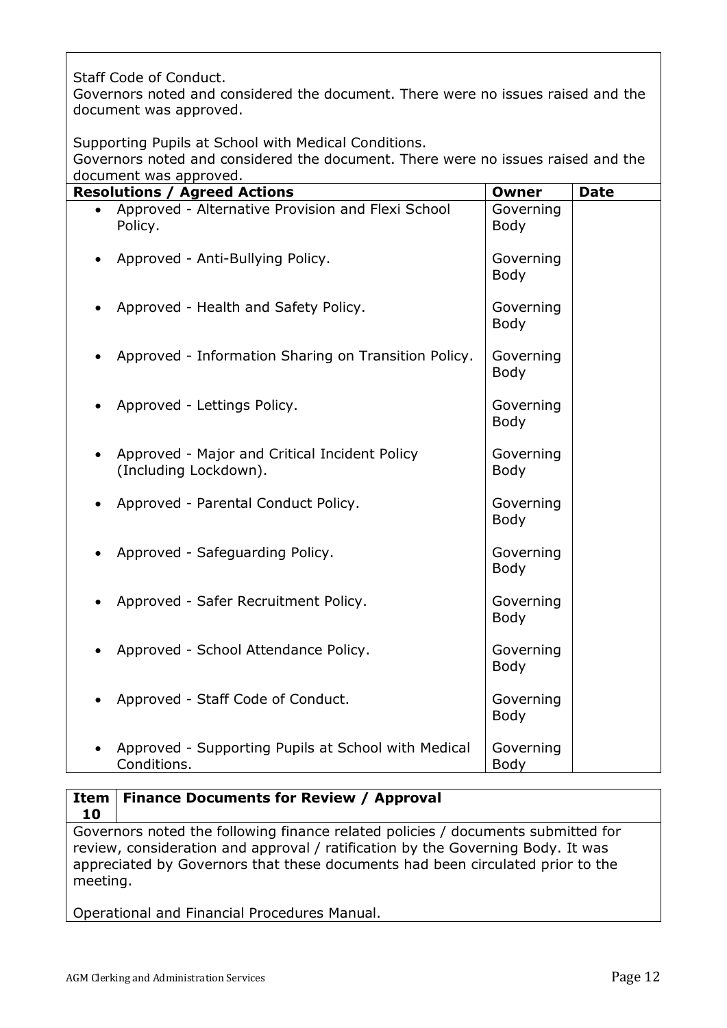Staff Code of Conduct.
Governors noted and considered the document. There were no issues raised and the document was approved.

Supporting Pupils at School with Medical Conditions.
Governors noted and considered the document. There were no issues raised and the document was approved.

| Resolutions / Agreed Actions | Owner | Date |
|---|---|---|
| • Approved - Alternative Provision and Flexi School Policy. | Governing Body | |
| • Approved - Anti-Bullying Policy. | Governing Body | |
| • Approved - Health and Safety Policy. | Governing Body | |
| • Approved - Information Sharing on Transition Policy. | Governing Body | |
| • Approved - Lettings Policy. | Governing Body | |
| • Approved - Major and Critical Incident Policy (Including Lockdown). | Governing Body | |
| • Approved - Parental Conduct Policy. | Governing Body | |
| • Approved - Safeguarding Policy. | Governing Body | |
| • Approved - Safer Recruitment Policy. | Governing Body | |
| • Approved - School Attendance Policy. | Governing Body | |
| • Approved - Staff Code of Conduct. | Governing Body | |
| • Approved - Supporting Pupils at School with Medical Conditions. | Governing Body | |

| Item 10 | Finance Documents for Review / Approval |
|---|---|

Governors noted the following finance related policies / documents submitted for review, consideration and approval / ratification by the Governing Body. It was appreciated by Governors that these documents had been circulated prior to the meeting.

Operational and Financial Procedures Manual.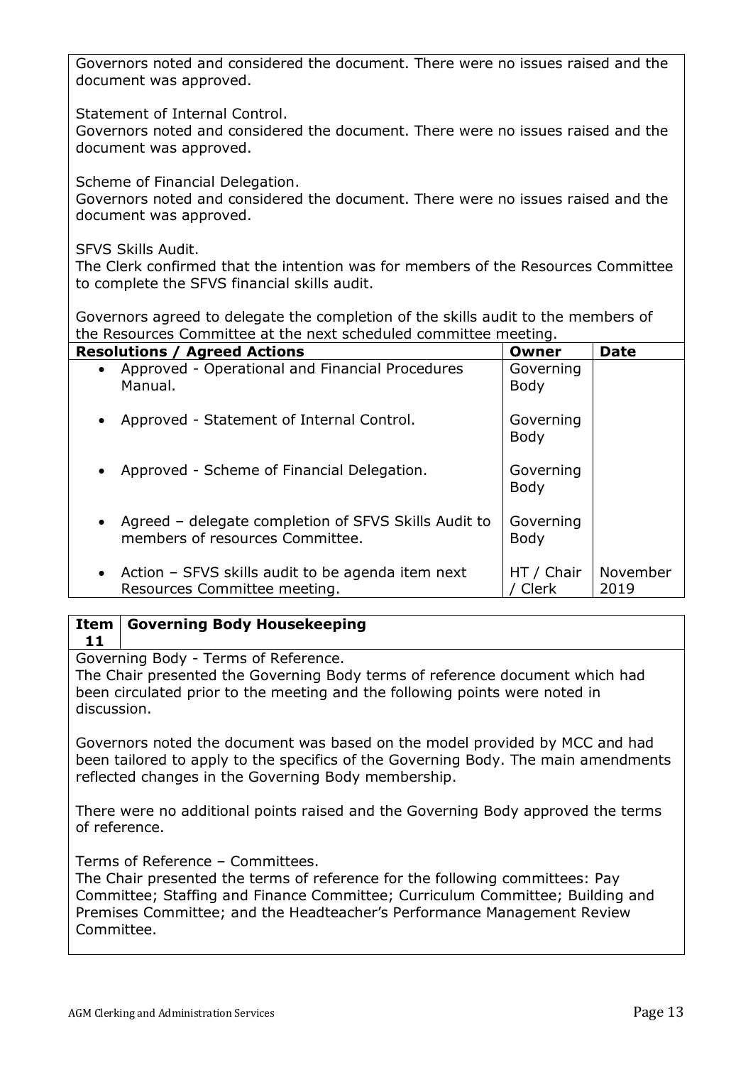Governors noted and considered the document. There were no issues raised and the document was approved.

Statement of Internal Control.
Governors noted and considered the document. There were no issues raised and the document was approved.

Scheme of Financial Delegation.
Governors noted and considered the document. There were no issues raised and the document was approved.

SFVS Skills Audit.
The Clerk confirmed that the intention was for members of the Resources Committee to complete the SFVS financial skills audit.

Governors agreed to delegate the completion of the skills audit to the members of the Resources Committee at the next scheduled committee meeting.

| Resolutions / Agreed Actions | Owner | Date |
|---|---|---|
| • Approved - Operational and Financial Procedures Manual. | Governing Body | |
| • Approved - Statement of Internal Control. | Governing Body | |
| • Approved - Scheme of Financial Delegation. | Governing Body | |
| • Agreed – delegate completion of SFVS Skills Audit to members of resources Committee. | Governing Body | |
| • Action – SFVS skills audit to be agenda item next Resources Committee meeting. | HT / Chair / Clerk | November 2019 |

| Item 11 | Governing Body Housekeeping |
|---|---|

Governing Body - Terms of Reference.
The Chair presented the Governing Body terms of reference document which had been circulated prior to the meeting and the following points were noted in discussion.

Governors noted the document was based on the model provided by MCC and had been tailored to apply to the specifics of the Governing Body. The main amendments reflected changes in the Governing Body membership.

There were no additional points raised and the Governing Body approved the terms of reference.

Terms of Reference – Committees.
The Chair presented the terms of reference for the following committees: Pay Committee; Staffing and Finance Committee; Curriculum Committee; Building and Premises Committee; and the Headteacher's Performance Management Review Committee.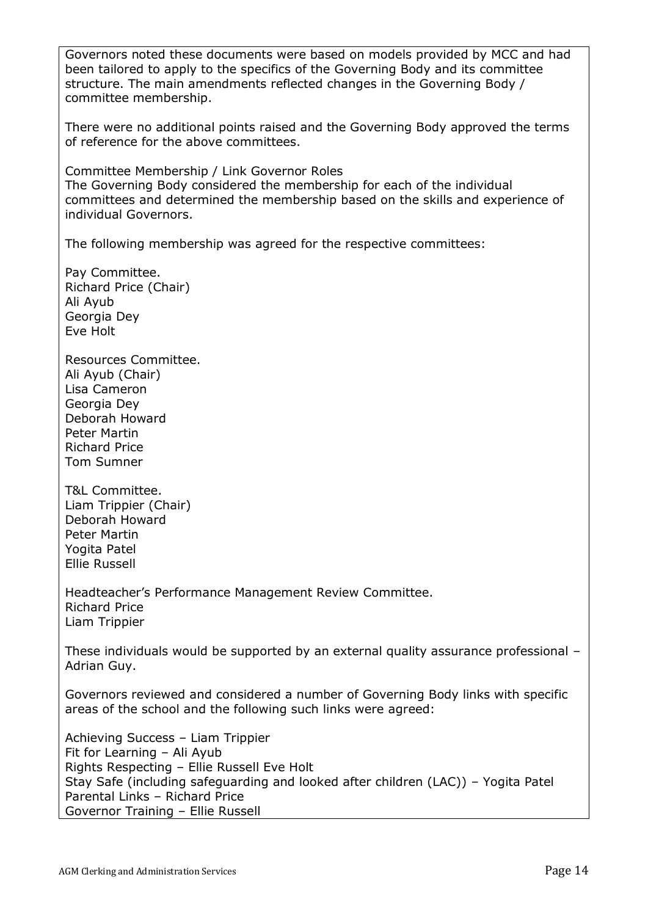Governors noted these documents were based on models provided by MCC and had been tailored to apply to the specifics of the Governing Body and its committee structure. The main amendments reflected changes in the Governing Body / committee membership.

There were no additional points raised and the Governing Body approved the terms of reference for the above committees.

Committee Membership / Link Governor Roles
The Governing Body considered the membership for each of the individual committees and determined the membership based on the skills and experience of individual Governors.

The following membership was agreed for the respective committees:

Pay Committee.
Richard Price (Chair)
Ali Ayub
Georgia Dey
Eve Holt

Resources Committee.
Ali Ayub (Chair)
Lisa Cameron
Georgia Dey
Deborah Howard
Peter Martin
Richard Price
Tom Sumner

T&L Committee.
Liam Trippier (Chair)
Deborah Howard
Peter Martin
Yogita Patel
Ellie Russell

Headteacher's Performance Management Review Committee.
Richard Price
Liam Trippier

These individuals would be supported by an external quality assurance professional – Adrian Guy.

Governors reviewed and considered a number of Governing Body links with specific areas of the school and the following such links were agreed:

Achieving Success – Liam Trippier
Fit for Learning – Ali Ayub
Rights Respecting – Ellie Russell Eve Holt
Stay Safe (including safeguarding and looked after children (LAC)) – Yogita Patel
Parental Links – Richard Price
Governor Training – Ellie Russell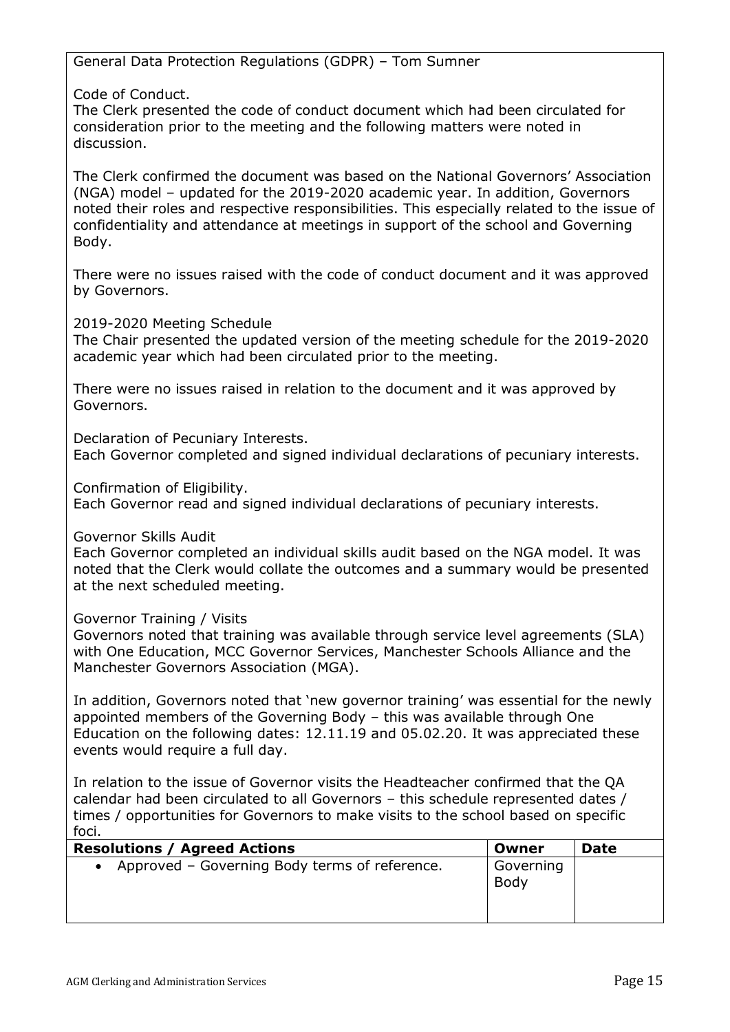General Data Protection Regulations (GDPR) – Tom Sumner

Code of Conduct.
The Clerk presented the code of conduct document which had been circulated for consideration prior to the meeting and the following matters were noted in discussion.

The Clerk confirmed the document was based on the National Governors' Association (NGA) model – updated for the 2019-2020 academic year. In addition, Governors noted their roles and respective responsibilities. This especially related to the issue of confidentiality and attendance at meetings in support of the school and Governing Body.

There were no issues raised with the code of conduct document and it was approved by Governors.

2019-2020 Meeting Schedule
The Chair presented the updated version of the meeting schedule for the 2019-2020 academic year which had been circulated prior to the meeting.

There were no issues raised in relation to the document and it was approved by Governors.

Declaration of Pecuniary Interests.
Each Governor completed and signed individual declarations of pecuniary interests.

Confirmation of Eligibility.
Each Governor read and signed individual declarations of pecuniary interests.

Governor Skills Audit
Each Governor completed an individual skills audit based on the NGA model. It was noted that the Clerk would collate the outcomes and a summary would be presented at the next scheduled meeting.

Governor Training / Visits
Governors noted that training was available through service level agreements (SLA) with One Education, MCC Governor Services, Manchester Schools Alliance and the Manchester Governors Association (MGA).

In addition, Governors noted that 'new governor training' was essential for the newly appointed members of the Governing Body – this was available through One Education on the following dates: 12.11.19 and 05.02.20. It was appreciated these events would require a full day.

In relation to the issue of Governor visits the Headteacher confirmed that the QA calendar had been circulated to all Governors – this schedule represented dates / times / opportunities for Governors to make visits to the school based on specific foci.

| **Resolutions / Agreed Actions** | **Owner** | **Date** |
|---|---|---|
| • Approved – Governing Body terms of reference. | Governing Body | |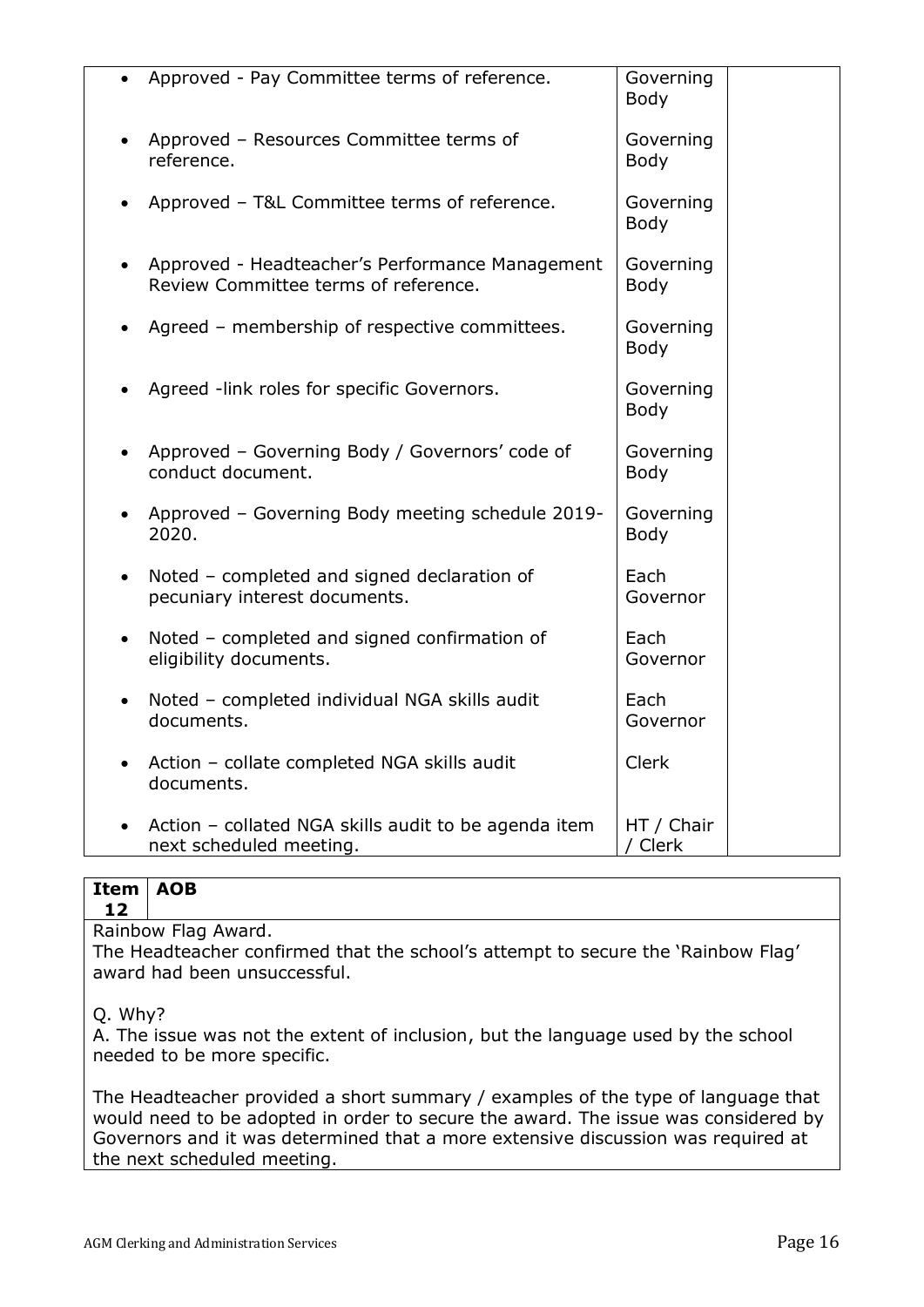| | | |
|---|---|---|
| • Approved - Pay Committee terms of reference. | Governing Body | |
| • Approved – Resources Committee terms of reference. | Governing Body | |
| • Approved – T&L Committee terms of reference. | Governing Body | |
| • Approved - Headteacher's Performance Management Review Committee terms of reference. | Governing Body | |
| • Agreed – membership of respective committees. | Governing Body | |
| • Agreed -link roles for specific Governors. | Governing Body | |
| • Approved – Governing Body / Governors' code of conduct document. | Governing Body | |
| • Approved – Governing Body meeting schedule 2019-2020. | Governing Body | |
| • Noted – completed and signed declaration of pecuniary interest documents. | Each Governor | |
| • Noted – completed and signed confirmation of eligibility documents. | Each Governor | |
| • Noted – completed individual NGA skills audit documents. | Each Governor | |
| • Action – collate completed NGA skills audit documents. | Clerk | |
| • Action – collated NGA skills audit to be agenda item next scheduled meeting. | HT / Chair / Clerk | |

| Item 12 | AOB |
|---|---|

Rainbow Flag Award.

The Headteacher confirmed that the school's attempt to secure the 'Rainbow Flag' award had been unsuccessful.

Q. Why?

A. The issue was not the extent of inclusion, but the language used by the school needed to be more specific.

The Headteacher provided a short summary / examples of the type of language that would need to be adopted in order to secure the award. The issue was considered by Governors and it was determined that a more extensive discussion was required at the next scheduled meeting.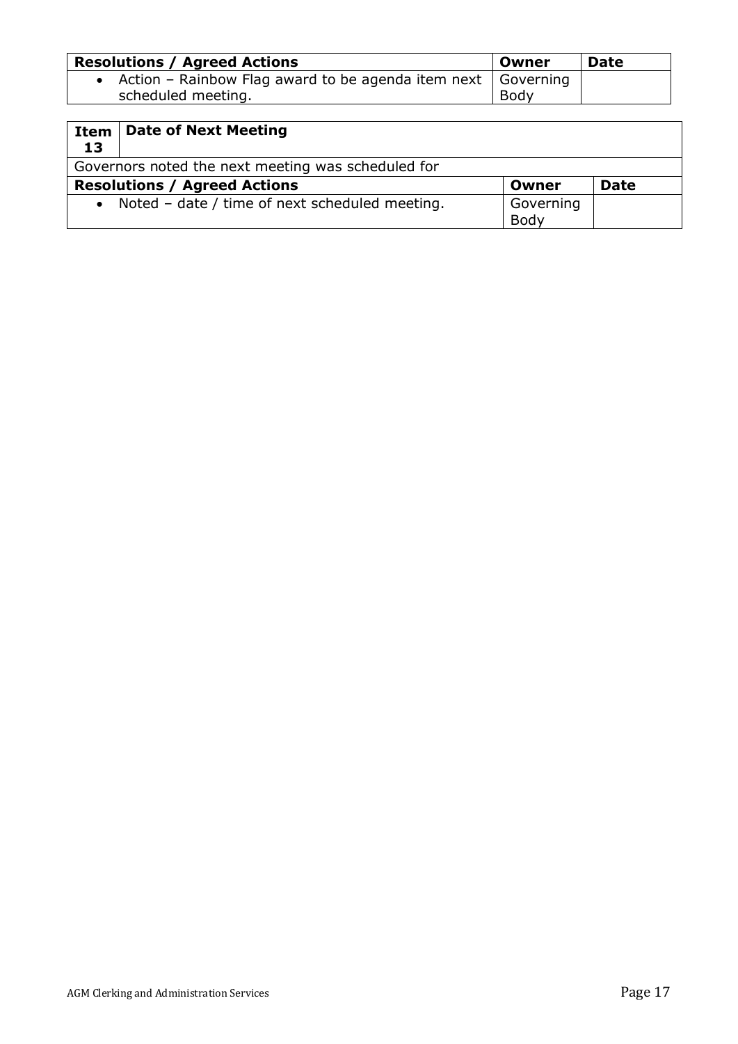| Resolutions / Agreed Actions | Owner | Date |
|---|---|---|
| • Action – Rainbow Flag award to be agenda item next scheduled meeting. | Governing Body | |

| Item 13 | Date of Next Meeting | |
|---|---|---|
| Governors noted the next meeting was scheduled for | | |
| **Resolutions / Agreed Actions** | **Owner** | **Date** |
| • Noted – date / time of next scheduled meeting. | Governing Body | |